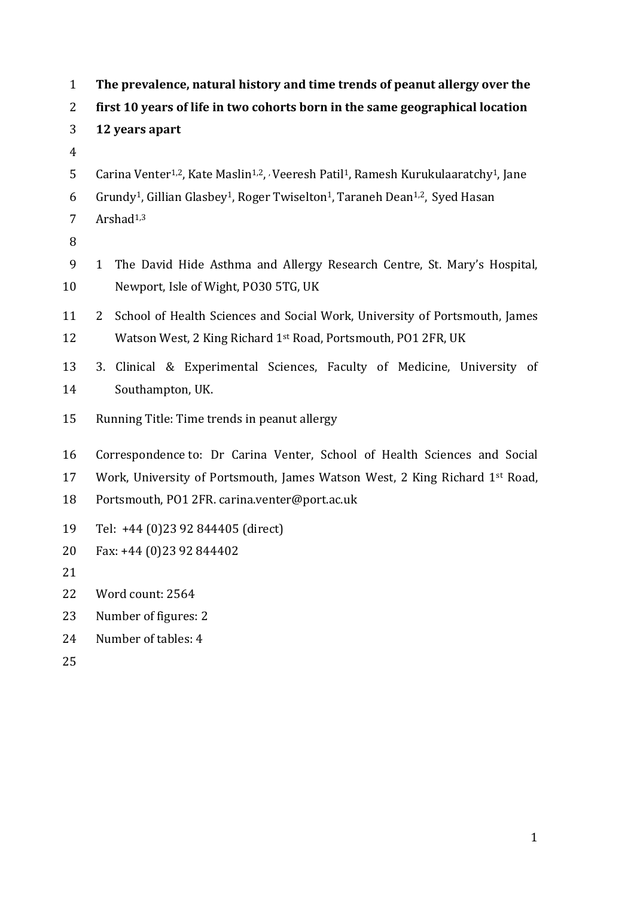# The prevalence, natural history and time trends of peanut allergy over the first 10 years of life in two cohorts born in the same geographical location 12 years apart

Carina Venter[1,2], Kate Maslin[1,2], Veeresh Patil[1], Ramesh Kurukulaaratchy[1], Jane Grundy[1], Gillian Glasbey[1], Roger Twiselton[1], Taraneh Dean[1,2], Syed Hasan Arshad[1,3]

1 The David Hide Asthma and Allergy Research Centre, St. Mary's Hospital, Newport, Isle of Wight, PO30 5TG, UK

2 School of Health Sciences and Social Work, University of Portsmouth, James Watson West, 2 King Richard 1st Road, Portsmouth, PO1 2FR, UK

3. Clinical & Experimental Sciences, Faculty of Medicine, University of Southampton, UK.

Running Title: Time trends in peanut allergy

Correspondence to: Dr Carina Venter, School of Health Sciences and Social Work, University of Portsmouth, James Watson West, 2 King Richard 1st Road, Portsmouth, PO1 2FR. carina.venter@port.ac.uk

Tel: +44 (0)23 92 844405 (direct)

Fax: +44 (0)23 92 844402

Word count: 2564

Number of figures: 2

Number of tables: 4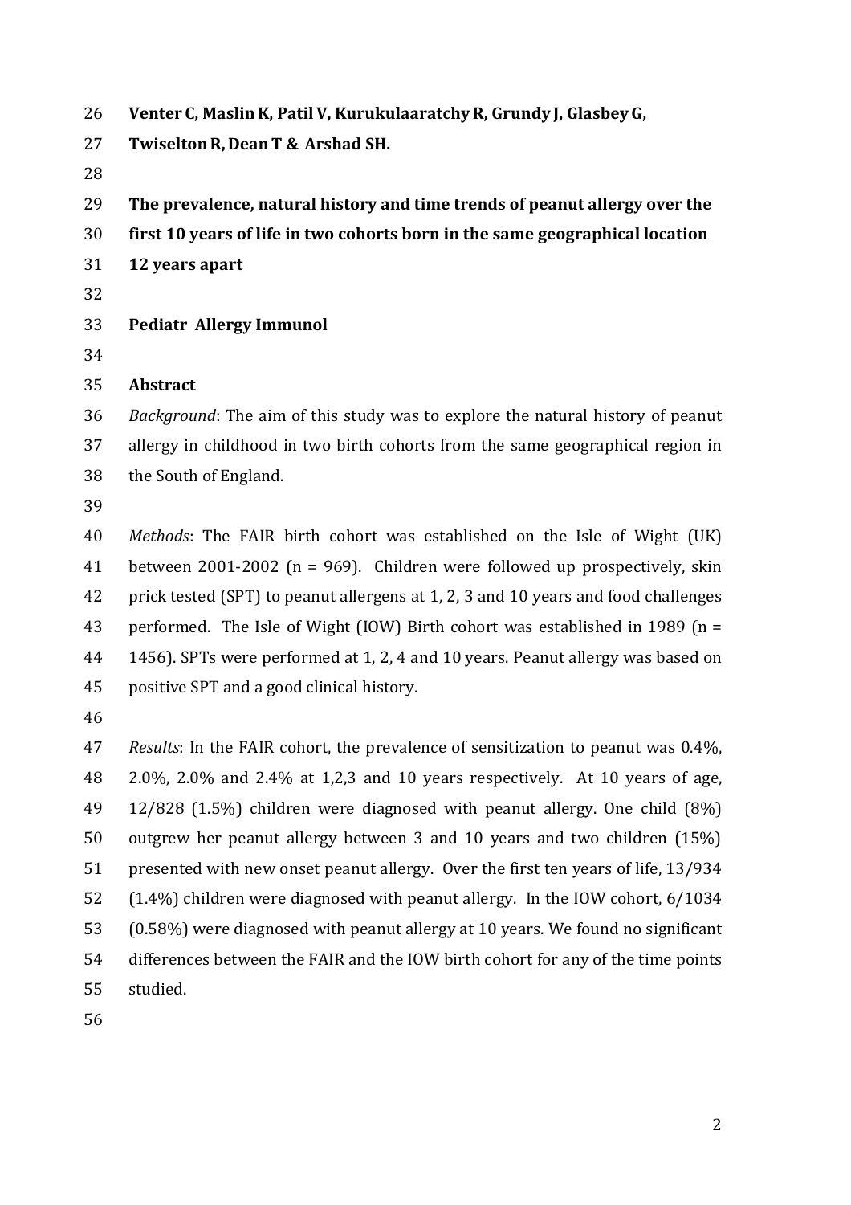**Venter C, Maslin K, Patil V, Kurukulaaratchy R, Grundy J, Glasbey G, Twiselton R, Dean T & Arshad SH.**

**The prevalence, natural history and time trends of peanut allergy over the first 10 years of life in two cohorts born in the same geographical location 12 years apart**

**Pediatr Allergy Immunol**

**Abstract**

*Background*: The aim of this study was to explore the natural history of peanut allergy in childhood in two birth cohorts from the same geographical region in the South of England.

*Methods*: The FAIR birth cohort was established on the Isle of Wight (UK) between 2001-2002 (n = 969). Children were followed up prospectively, skin prick tested (SPT) to peanut allergens at 1, 2, 3 and 10 years and food challenges performed. The Isle of Wight (IOW) Birth cohort was established in 1989 (n = 1456). SPTs were performed at 1, 2, 4 and 10 years. Peanut allergy was based on positive SPT and a good clinical history.

*Results*: In the FAIR cohort, the prevalence of sensitization to peanut was 0.4%, 2.0%, 2.0% and 2.4% at 1,2,3 and 10 years respectively. At 10 years of age, 12/828 (1.5%) children were diagnosed with peanut allergy. One child (8%) outgrew her peanut allergy between 3 and 10 years and two children (15%) presented with new onset peanut allergy. Over the first ten years of life, 13/934 (1.4%) children were diagnosed with peanut allergy. In the IOW cohort, 6/1034 (0.58%) were diagnosed with peanut allergy at 10 years. We found no significant differences between the FAIR and the IOW birth cohort for any of the time points studied.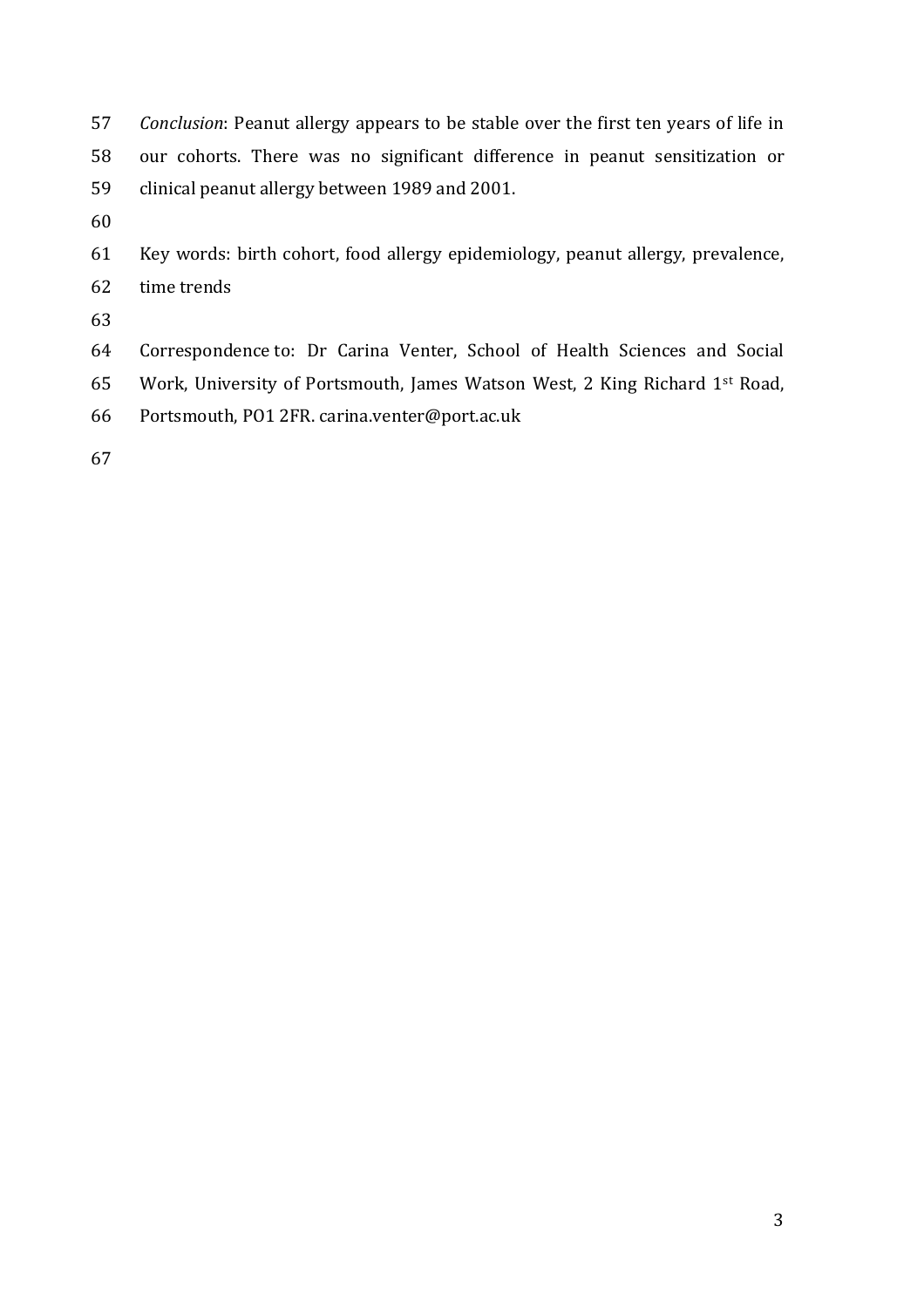*Conclusion*: Peanut allergy appears to be stable over the first ten years of life in our cohorts. There was no significant difference in peanut sensitization or clinical peanut allergy between 1989 and 2001.

Key words: birth cohort, food allergy epidemiology, peanut allergy, prevalence, time trends

Correspondence to: Dr Carina Venter, School of Health Sciences and Social Work, University of Portsmouth, James Watson West, 2 King Richard 1st Road, Portsmouth, PO1 2FR. carina.venter@port.ac.uk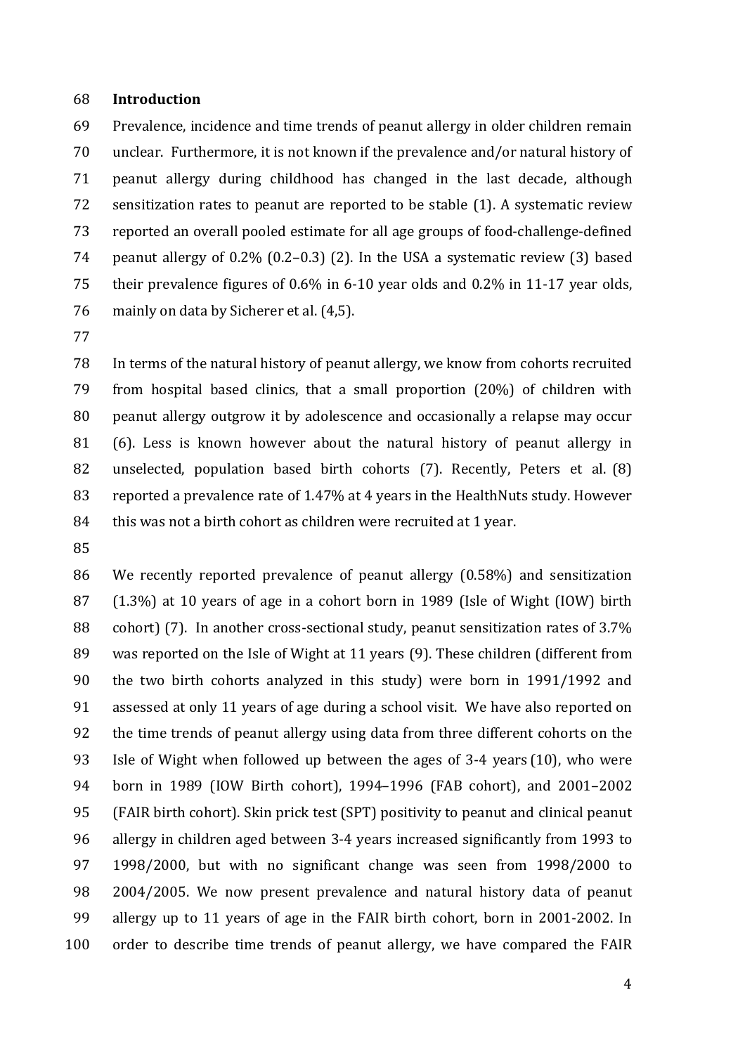## Introduction

Prevalence, incidence and time trends of peanut allergy in older children remain unclear. Furthermore, it is not known if the prevalence and/or natural history of peanut allergy during childhood has changed in the last decade, although sensitization rates to peanut are reported to be stable (1). A systematic review reported an overall pooled estimate for all age groups of food-challenge-defined peanut allergy of 0.2% (0.2–0.3) (2). In the USA a systematic review (3) based their prevalence figures of 0.6% in 6-10 year olds and 0.2% in 11-17 year olds, mainly on data by Sicherer et al. (4,5).

In terms of the natural history of peanut allergy, we know from cohorts recruited from hospital based clinics, that a small proportion (20%) of children with peanut allergy outgrow it by adolescence and occasionally a relapse may occur (6). Less is known however about the natural history of peanut allergy in unselected, population based birth cohorts (7). Recently, Peters et al. (8) reported a prevalence rate of 1.47% at 4 years in the HealthNuts study. However this was not a birth cohort as children were recruited at 1 year.

We recently reported prevalence of peanut allergy (0.58%) and sensitization (1.3%) at 10 years of age in a cohort born in 1989 (Isle of Wight (IOW) birth cohort) (7). In another cross-sectional study, peanut sensitization rates of 3.7% was reported on the Isle of Wight at 11 years (9). These children (different from the two birth cohorts analyzed in this study) were born in 1991/1992 and assessed at only 11 years of age during a school visit. We have also reported on the time trends of peanut allergy using data from three different cohorts on the Isle of Wight when followed up between the ages of 3-4 years (10), who were born in 1989 (IOW Birth cohort), 1994–1996 (FAB cohort), and 2001–2002 (FAIR birth cohort). Skin prick test (SPT) positivity to peanut and clinical peanut allergy in children aged between 3-4 years increased significantly from 1993 to 1998/2000, but with no significant change was seen from 1998/2000 to 2004/2005. We now present prevalence and natural history data of peanut allergy up to 11 years of age in the FAIR birth cohort, born in 2001-2002. In order to describe time trends of peanut allergy, we have compared the FAIR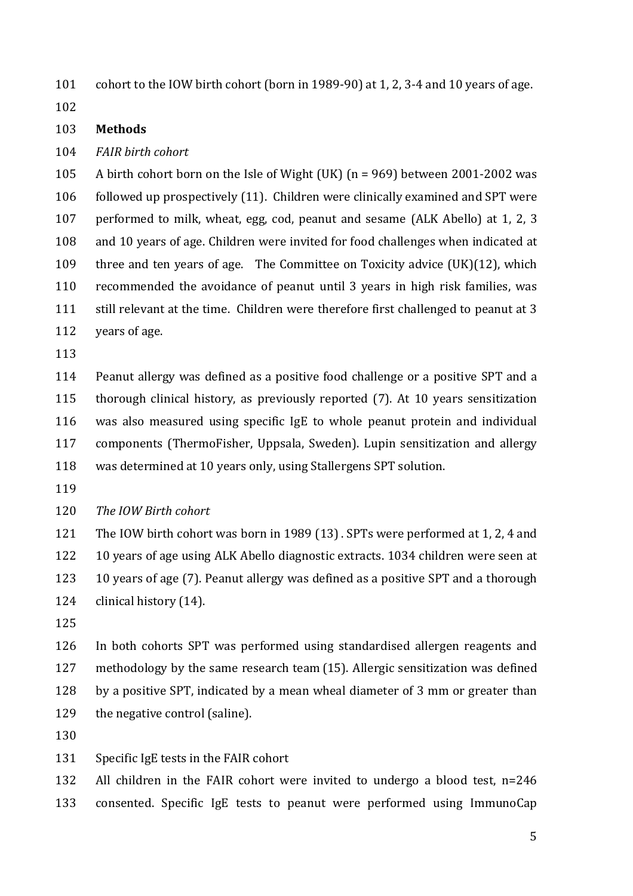cohort to the IOW birth cohort (born in 1989-90) at 1, 2, 3-4 and 10 years of age.

## Methods

*FAIR birth cohort*

A birth cohort born on the Isle of Wight (UK) (n = 969) between 2001-2002 was followed up prospectively (11). Children were clinically examined and SPT were performed to milk, wheat, egg, cod, peanut and sesame (ALK Abello) at 1, 2, 3 and 10 years of age. Children were invited for food challenges when indicated at three and ten years of age. The Committee on Toxicity advice (UK)(12), which recommended the avoidance of peanut until 3 years in high risk families, was still relevant at the time. Children were therefore first challenged to peanut at 3 years of age.

Peanut allergy was defined as a positive food challenge or a positive SPT and a thorough clinical history, as previously reported (7). At 10 years sensitization was also measured using specific IgE to whole peanut protein and individual components (ThermoFisher, Uppsala, Sweden). Lupin sensitization and allergy was determined at 10 years only, using Stallergens SPT solution.

*The IOW Birth cohort*

The IOW birth cohort was born in 1989 (13) . SPTs were performed at 1, 2, 4 and 10 years of age using ALK Abello diagnostic extracts. 1034 children were seen at 10 years of age (7). Peanut allergy was defined as a positive SPT and a thorough clinical history (14).

In both cohorts SPT was performed using standardised allergen reagents and methodology by the same research team (15). Allergic sensitization was defined by a positive SPT, indicated by a mean wheal diameter of 3 mm or greater than the negative control (saline).

Specific IgE tests in the FAIR cohort

All children in the FAIR cohort were invited to undergo a blood test, n=246 consented. Specific IgE tests to peanut were performed using ImmunoCap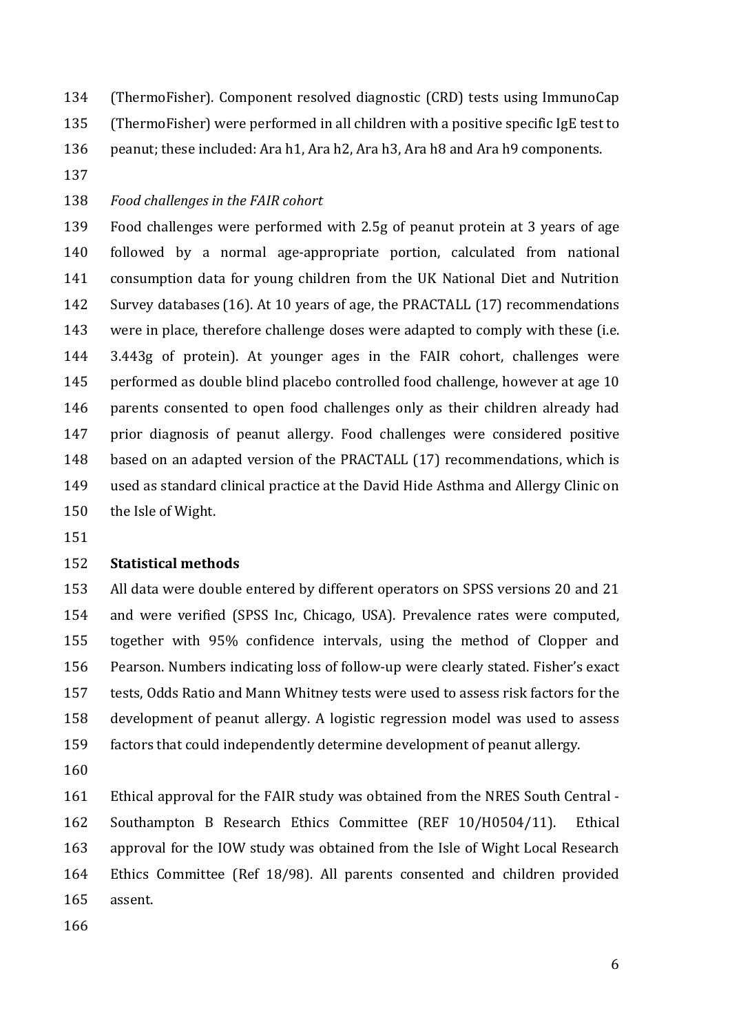(ThermoFisher). Component resolved diagnostic (CRD) tests using ImmunoCap (ThermoFisher) were performed in all children with a positive specific IgE test to peanut; these included: Ara h1, Ara h2, Ara h3, Ara h8 and Ara h9 components.

*Food challenges in the FAIR cohort*

Food challenges were performed with 2.5g of peanut protein at 3 years of age followed by a normal age-appropriate portion, calculated from national consumption data for young children from the UK National Diet and Nutrition Survey databases (16). At 10 years of age, the PRACTALL (17) recommendations were in place, therefore challenge doses were adapted to comply with these (i.e. 3.443g of protein). At younger ages in the FAIR cohort, challenges were performed as double blind placebo controlled food challenge, however at age 10 parents consented to open food challenges only as their children already had prior diagnosis of peanut allergy. Food challenges were considered positive based on an adapted version of the PRACTALL (17) recommendations, which is used as standard clinical practice at the David Hide Asthma and Allergy Clinic on the Isle of Wight.

**Statistical methods**

All data were double entered by different operators on SPSS versions 20 and 21 and were verified (SPSS Inc, Chicago, USA). Prevalence rates were computed, together with 95% confidence intervals, using the method of Clopper and Pearson. Numbers indicating loss of follow-up were clearly stated. Fisher's exact tests, Odds Ratio and Mann Whitney tests were used to assess risk factors for the development of peanut allergy. A logistic regression model was used to assess factors that could independently determine development of peanut allergy.

Ethical approval for the FAIR study was obtained from the NRES South Central - Southampton B Research Ethics Committee (REF 10/H0504/11). Ethical approval for the IOW study was obtained from the Isle of Wight Local Research Ethics Committee (Ref 18/98). All parents consented and children provided assent.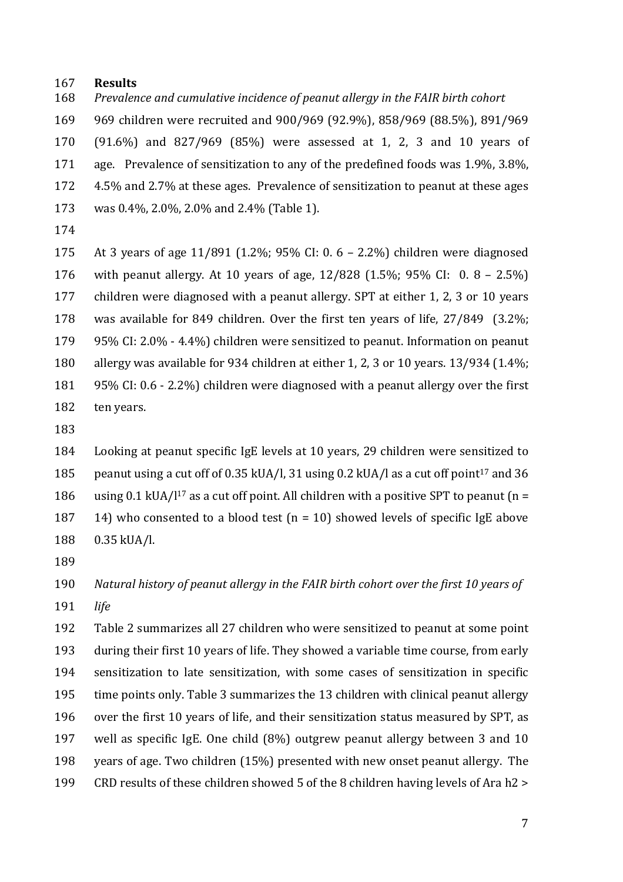## Results

*Prevalence and cumulative incidence of peanut allergy in the FAIR birth cohort*

969 children were recruited and 900/969 (92.9%), 858/969 (88.5%), 891/969 (91.6%) and 827/969 (85%) were assessed at 1, 2, 3 and 10 years of age. Prevalence of sensitization to any of the predefined foods was 1.9%, 3.8%, 4.5% and 2.7% at these ages. Prevalence of sensitization to peanut at these ages was 0.4%, 2.0%, 2.0% and 2.4% (Table 1).

At 3 years of age 11/891 (1.2%; 95% CI: 0. 6 – 2.2%) children were diagnosed with peanut allergy. At 10 years of age, 12/828 (1.5%; 95% CI: 0. 8 – 2.5%) children were diagnosed with a peanut allergy. SPT at either 1, 2, 3 or 10 years was available for 849 children. Over the first ten years of life, 27/849 (3.2%; 95% CI: 2.0% - 4.4%) children were sensitized to peanut. Information on peanut allergy was available for 934 children at either 1, 2, 3 or 10 years. 13/934 (1.4%; 95% CI: 0.6 - 2.2%) children were diagnosed with a peanut allergy over the first ten years.

Looking at peanut specific IgE levels at 10 years, 29 children were sensitized to peanut using a cut off of 0.35 kUA/l, 31 using 0.2 kUA/l as a cut off point[17] and 36 using 0.1 kUA/l[17] as a cut off point. All children with a positive SPT to peanut (n = 14) who consented to a blood test (n = 10) showed levels of specific IgE above 0.35 kUA/l.

*Natural history of peanut allergy in the FAIR birth cohort over the first 10 years of life*

Table 2 summarizes all 27 children who were sensitized to peanut at some point during their first 10 years of life. They showed a variable time course, from early sensitization to late sensitization, with some cases of sensitization in specific time points only. Table 3 summarizes the 13 children with clinical peanut allergy over the first 10 years of life, and their sensitization status measured by SPT, as well as specific IgE. One child (8%) outgrew peanut allergy between 3 and 10 years of age. Two children (15%) presented with new onset peanut allergy. The CRD results of these children showed 5 of the 8 children having levels of Ara h2 >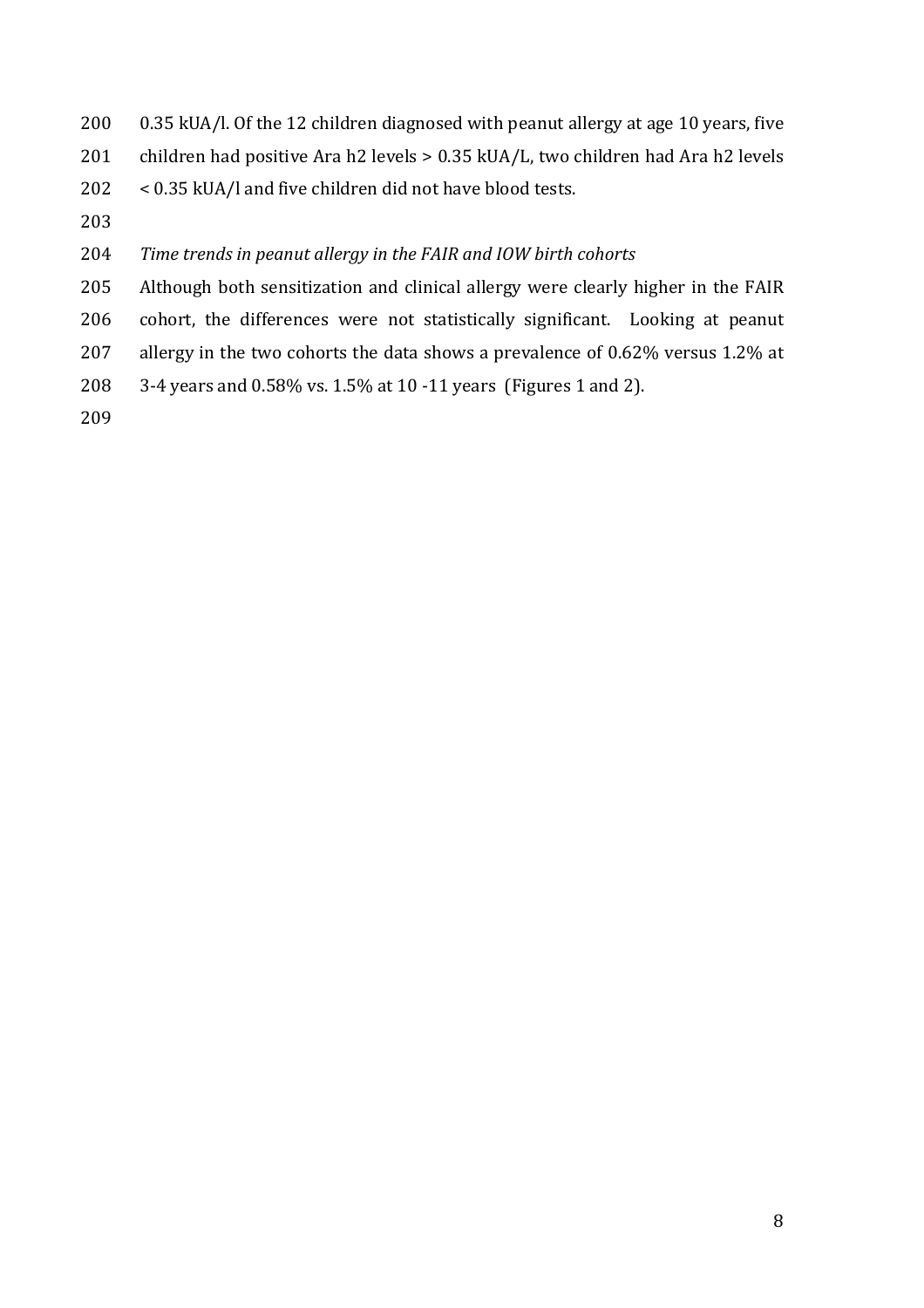0.35 kUA/l. Of the 12 children diagnosed with peanut allergy at age 10 years, five children had positive Ara h2 levels > 0.35 kUA/L, two children had Ara h2 levels < 0.35 kUA/l and five children did not have blood tests.

*Time trends in peanut allergy in the FAIR and IOW birth cohorts*

Although both sensitization and clinical allergy were clearly higher in the FAIR cohort, the differences were not statistically significant. Looking at peanut allergy in the two cohorts the data shows a prevalence of 0.62% versus 1.2% at 3-4 years and 0.58% vs. 1.5% at 10 -11 years (Figures 1 and 2).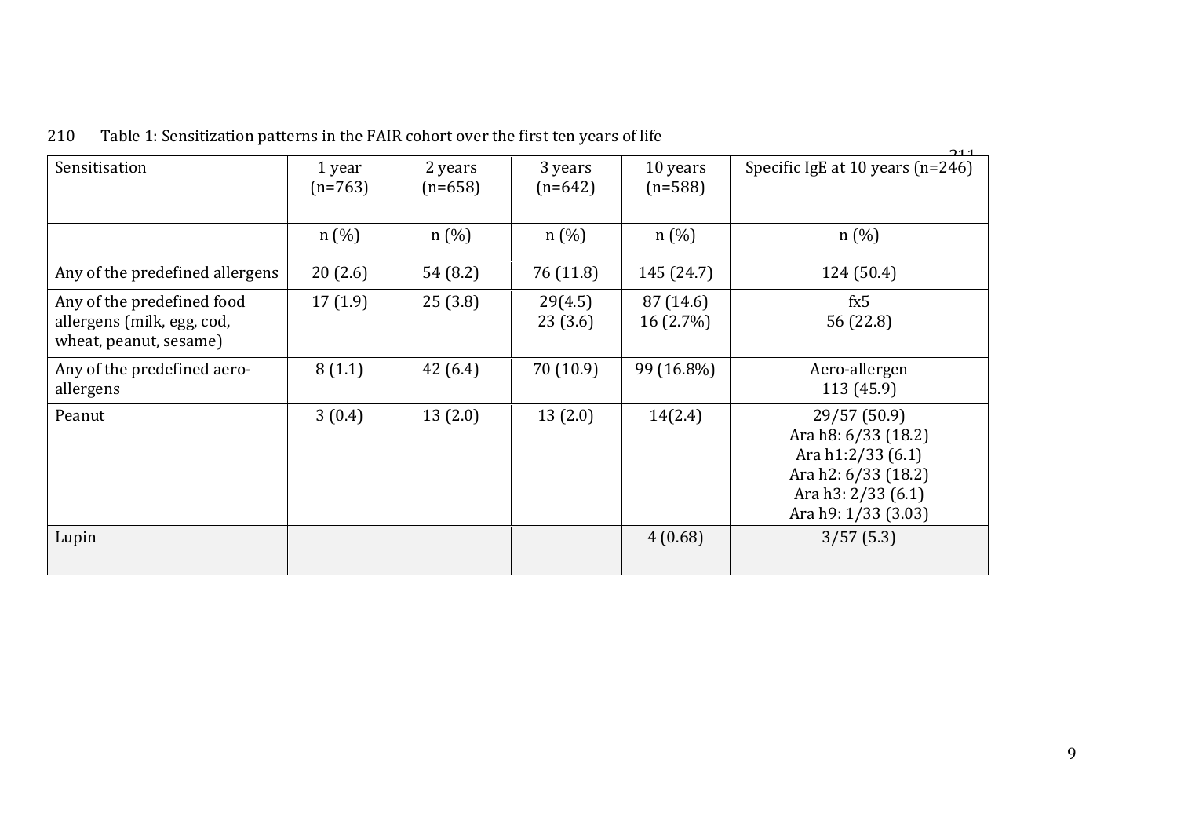210 Table 1: Sensitization patterns in the FAIR cohort over the first ten years of life

| Sensitisation | 1 year (n=763) | 2 years (n=658) | 3 years (n=642) | 10 years (n=588) | Specific IgE at 10 years (n=246) |
|---|---|---|---|---|---|
| | n (%) | n (%) | n (%) | n (%) | n (%) |
| Any of the predefined allergens | 20 (2.6) | 54 (8.2) | 76 (11.8) | 145 (24.7) | 124 (50.4) |
| Any of the predefined food allergens (milk, egg, cod, wheat, peanut, sesame) | 17 (1.9) | 25 (3.8) | 29(4.5)<br>23 (3.6) | 87 (14.6)<br>16 (2.7%) | fx5<br>56 (22.8) |
| Any of the predefined aero-allergens | 8 (1.1) | 42 (6.4) | 70 (10.9) | 99 (16.8%) | Aero-allergen<br>113 (45.9) |
| Peanut | 3 (0.4) | 13 (2.0) | 13 (2.0) | 14(2.4) | 29/57 (50.9)<br>Ara h8: 6/33 (18.2)<br>Ara h1:2/33 (6.1)<br>Ara h2: 6/33 (18.2)<br>Ara h3: 2/33 (6.1)<br>Ara h9: 1/33 (3.03) |
| Lupin | | | | 4 (0.68) | 3/57 (5.3) |

211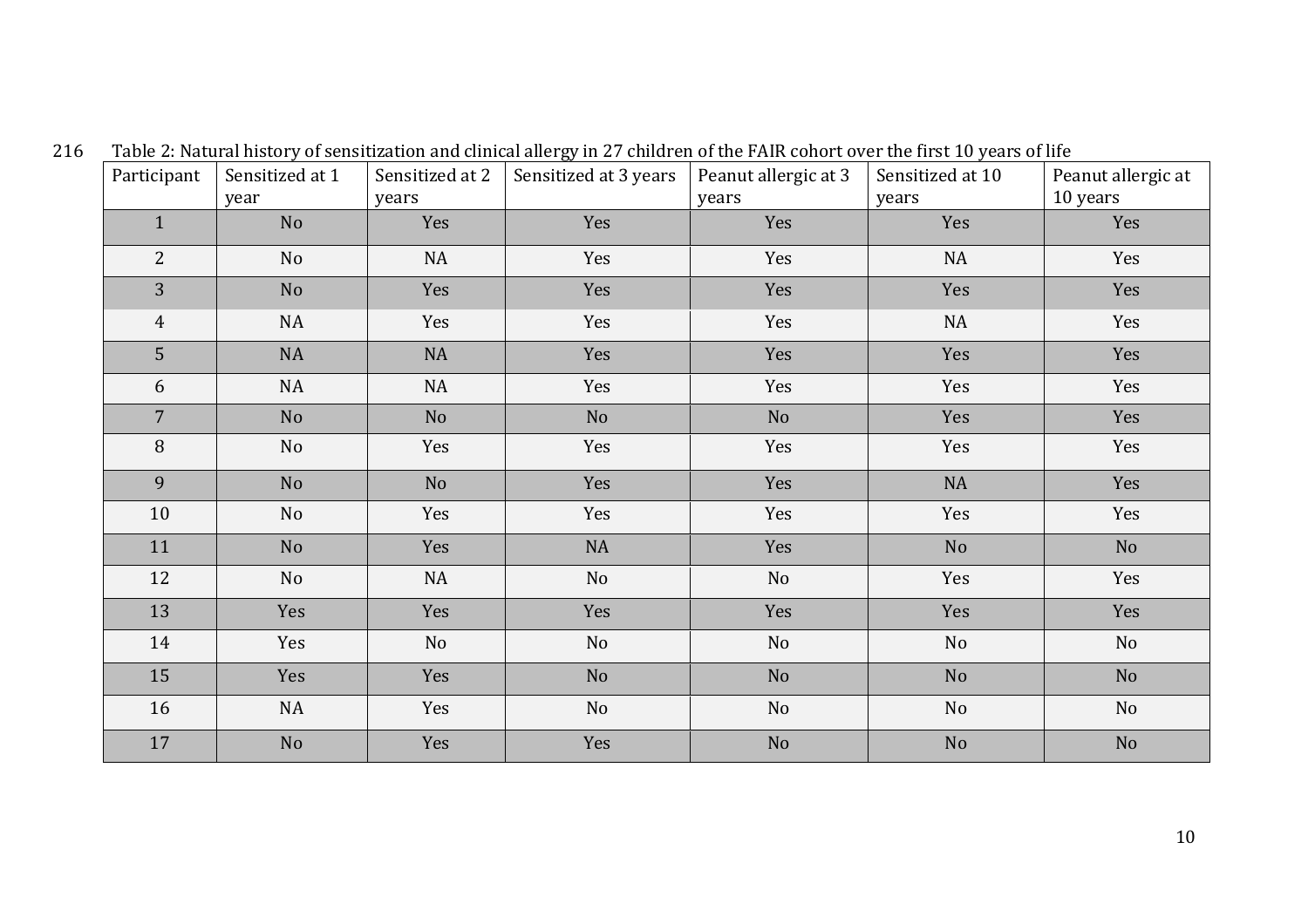Table 2: Natural history of sensitization and clinical allergy in 27 children of the FAIR cohort over the first 10 years of life

| Participant | Sensitized at 1 year | Sensitized at 2 years | Sensitized at 3 years | Peanut allergic at 3 years | Sensitized at 10 years | Peanut allergic at 10 years |
|---|---|---|---|---|---|---|
| 1 | No | Yes | Yes | Yes | Yes | Yes |
| 2 | No | NA | Yes | Yes | NA | Yes |
| 3 | No | Yes | Yes | Yes | Yes | Yes |
| 4 | NA | Yes | Yes | Yes | NA | Yes |
| 5 | NA | NA | Yes | Yes | Yes | Yes |
| 6 | NA | NA | Yes | Yes | Yes | Yes |
| 7 | No | No | No | No | Yes | Yes |
| 8 | No | Yes | Yes | Yes | Yes | Yes |
| 9 | No | No | Yes | Yes | NA | Yes |
| 10 | No | Yes | Yes | Yes | Yes | Yes |
| 11 | No | Yes | NA | Yes | No | No |
| 12 | No | NA | No | No | Yes | Yes |
| 13 | Yes | Yes | Yes | Yes | Yes | Yes |
| 14 | Yes | No | No | No | No | No |
| 15 | Yes | Yes | No | No | No | No |
| 16 | NA | Yes | No | No | No | No |
| 17 | No | Yes | Yes | No | No | No |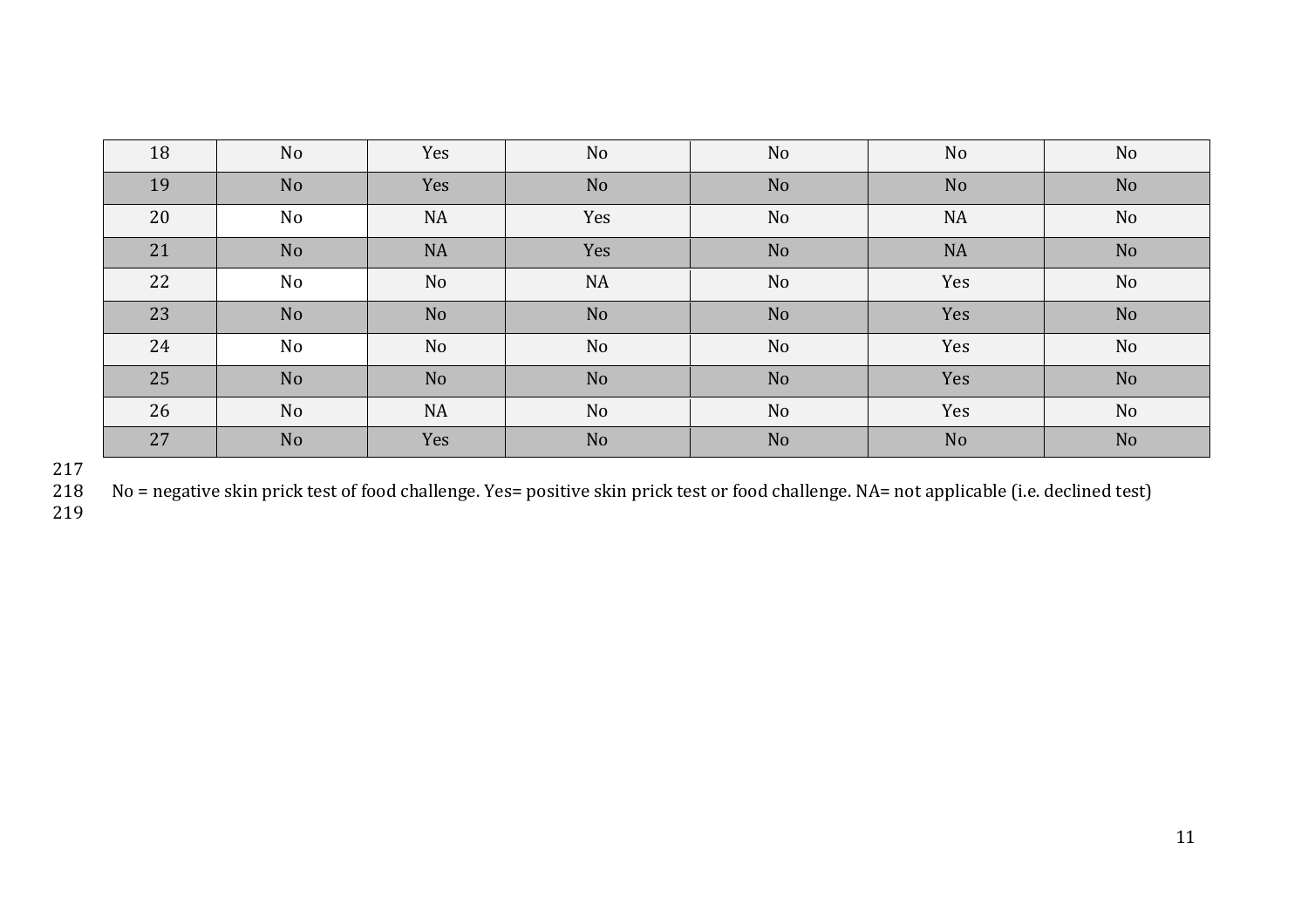| | | | | | | |
|---|---|---|---|---|---|---|
| 18 | No | Yes | No | No | No | No |
| 19 | No | Yes | No | No | No | No |
| 20 | No | NA | Yes | No | NA | No |
| 21 | No | NA | Yes | No | NA | No |
| 22 | No | No | NA | No | Yes | No |
| 23 | No | No | No | No | Yes | No |
| 24 | No | No | No | No | Yes | No |
| 25 | No | No | No | No | Yes | No |
| 26 | No | NA | No | No | Yes | No |
| 27 | No | Yes | No | No | No | No |

No = negative skin prick test of food challenge. Yes= positive skin prick test or food challenge. NA= not applicable (i.e. declined test)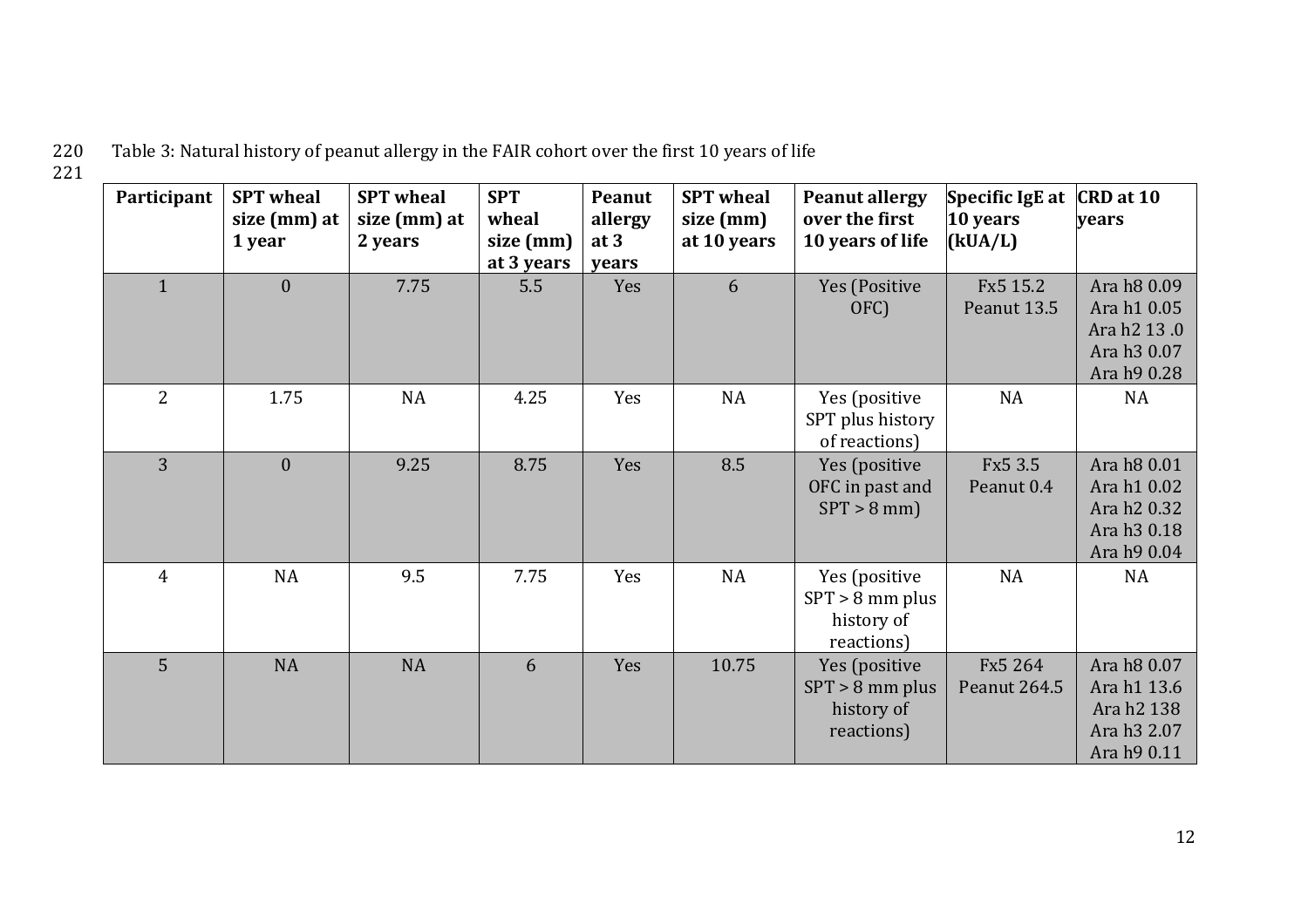Table 3: Natural history of peanut allergy in the FAIR cohort over the first 10 years of life

| Participant | SPT wheal size (mm) at 1 year | SPT wheal size (mm) at 2 years | SPT wheal size (mm) at 3 years | Peanut allergy at 3 years | SPT wheal size (mm) at 10 years | Peanut allergy over the first 10 years of life | Specific IgE at 10 years (kUA/L) | CRD at 10 years |
|---|---|---|---|---|---|---|---|---|
| 1 | 0 | 7.75 | 5.5 | Yes | 6 | Yes (Positive OFC) | Fx5 15.2 Peanut 13.5 | Ara h8 0.09 Ara h1 0.05 Ara h2 13 .0 Ara h3 0.07 Ara h9 0.28 |
| 2 | 1.75 | NA | 4.25 | Yes | NA | Yes (positive SPT plus history of reactions) | NA | NA |
| 3 | 0 | 9.25 | 8.75 | Yes | 8.5 | Yes (positive OFC in past and SPT > 8 mm) | Fx5 3.5 Peanut 0.4 | Ara h8 0.01 Ara h1 0.02 Ara h2 0.32 Ara h3 0.18 Ara h9 0.04 |
| 4 | NA | 9.5 | 7.75 | Yes | NA | Yes (positive SPT > 8 mm plus history of reactions) | NA | NA |
| 5 | NA | NA | 6 | Yes | 10.75 | Yes (positive SPT > 8 mm plus history of reactions) | Fx5 264 Peanut 264.5 | Ara h8 0.07 Ara h1 13.6 Ara h2 138 Ara h3 2.07 Ara h9 0.11 |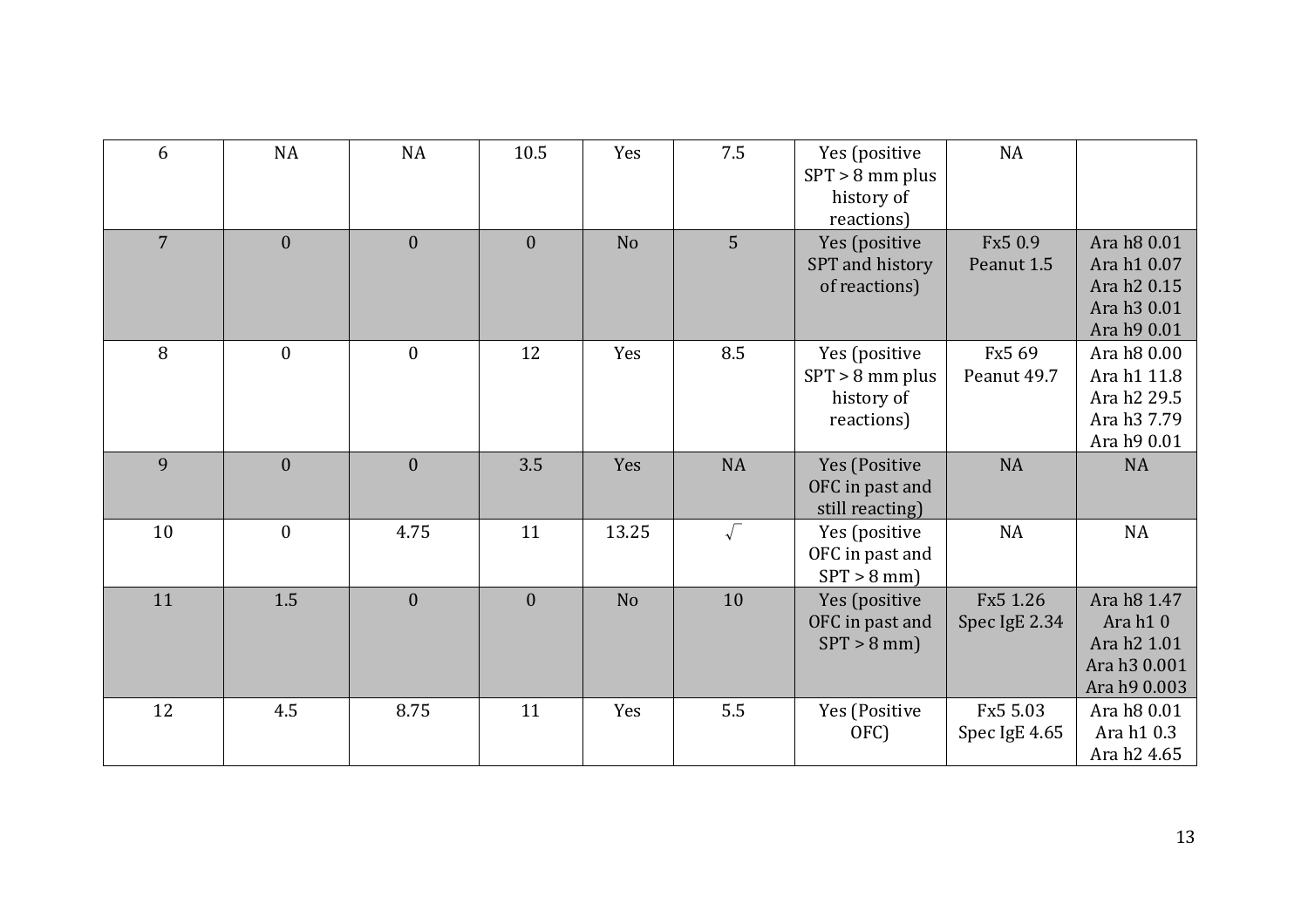| 6 | NA | NA | 10.5 | Yes | 7.5 | Yes (positive SPT > 8 mm plus history of reactions) | NA | |
|---|---|---|---|---|---|---|---|---|
| 7 | 0 | 0 | 0 | No | 5 | Yes (positive SPT and history of reactions) | Fx5 0.9 Peanut 1.5 | Ara h8 0.01 Ara h1 0.07 Ara h2 0.15 Ara h3 0.01 Ara h9 0.01 |
| 8 | 0 | 0 | 12 | Yes | 8.5 | Yes (positive SPT > 8 mm plus history of reactions) | Fx5 69 Peanut 49.7 | Ara h8 0.00 Ara h1 11.8 Ara h2 29.5 Ara h3 7.79 Ara h9 0.01 |
| 9 | 0 | 0 | 3.5 | Yes | NA | Yes (Positive OFC in past and still reacting) | NA | NA |
| 10 | 0 | 4.75 | 11 | 13.25 | √ | Yes (positive OFC in past and SPT > 8 mm) | NA | NA |
| 11 | 1.5 | 0 | 0 | No | 10 | Yes (positive OFC in past and SPT > 8 mm) | Fx5 1.26 Spec IgE 2.34 | Ara h8 1.47 Ara h1 0 Ara h2 1.01 Ara h3 0.001 Ara h9 0.003 |
| 12 | 4.5 | 8.75 | 11 | Yes | 5.5 | Yes (Positive OFC) | Fx5 5.03 Spec IgE 4.65 | Ara h8 0.01 Ara h1 0.3 Ara h2 4.65 |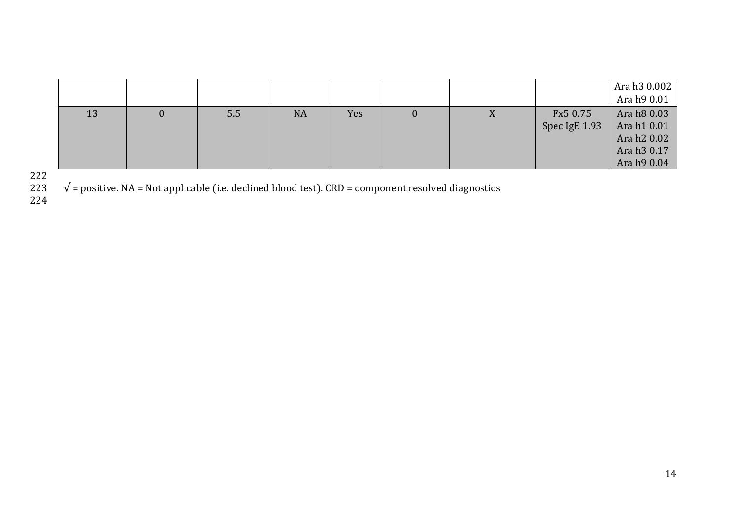| | | | | | | | | |
|---|---|---|---|---|---|---|---|---|
| | | | | | | | | Ara h3 0.002<br>Ara h9 0.01 |
| 13 | 0 | 5.5 | NA | Yes | 0 | X | Fx5 0.75<br>Spec IgE 1.93 | Ara h8 0.03<br>Ara h1 0.01<br>Ara h2 0.02<br>Ara h3 0.17<br>Ara h9 0.04 |

√ = positive. NA = Not applicable (i.e. declined blood test). CRD = component resolved diagnostics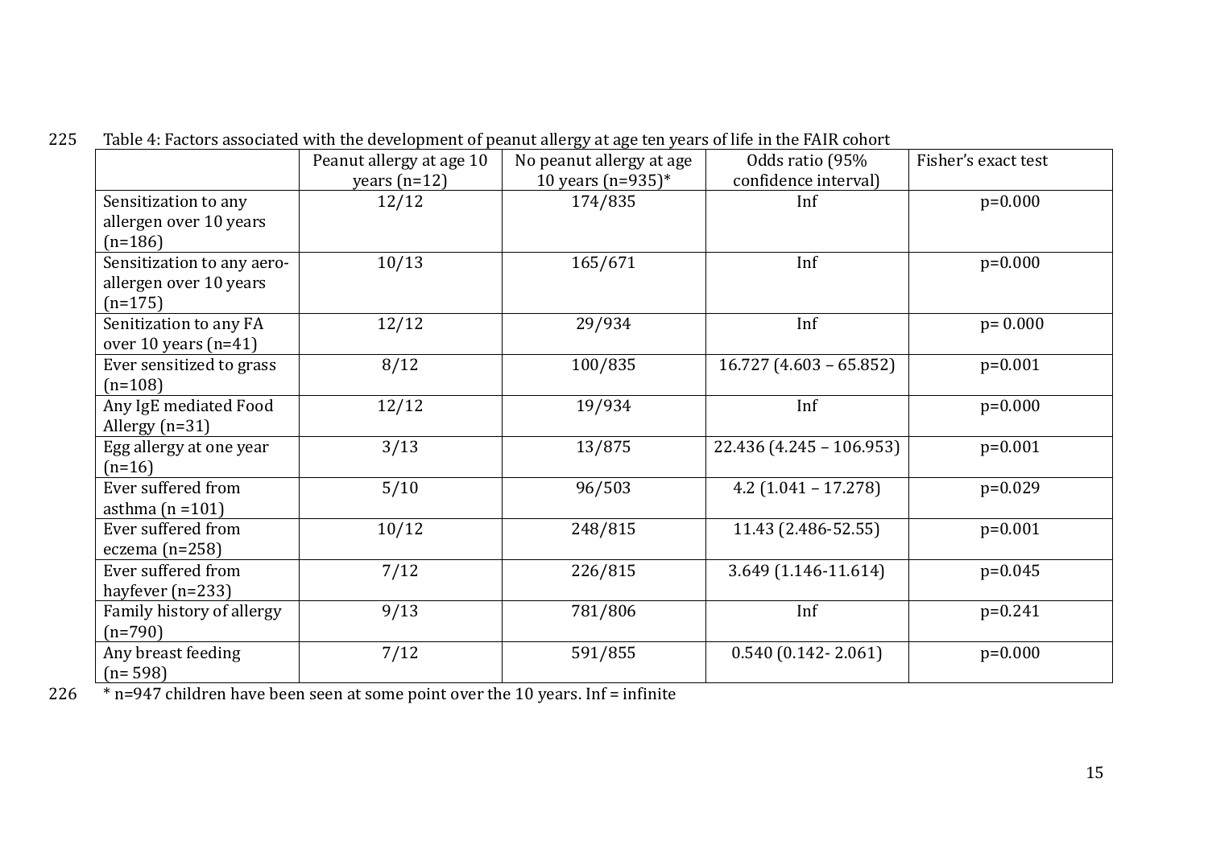Table 4: Factors associated with the development of peanut allergy at age ten years of life in the FAIR cohort

| | Peanut allergy at age 10 years (n=12) | No peanut allergy at age 10 years (n=935)* | Odds ratio (95% confidence interval) | Fisher's exact test |
|---|---|---|---|---|
| Sensitization to any allergen over 10 years (n=186) | 12/12 | 174/835 | Inf | p=0.000 |
| Sensitization to any aero-allergen over 10 years (n=175) | 10/13 | 165/671 | Inf | p=0.000 |
| Senitization to any FA over 10 years (n=41) | 12/12 | 29/934 | Inf | p= 0.000 |
| Ever sensitized to grass (n=108) | 8/12 | 100/835 | 16.727 (4.603 – 65.852) | p=0.001 |
| Any IgE mediated Food Allergy (n=31) | 12/12 | 19/934 | Inf | p=0.000 |
| Egg allergy at one year (n=16) | 3/13 | 13/875 | 22.436 (4.245 – 106.953) | p=0.001 |
| Ever suffered from asthma (n =101) | 5/10 | 96/503 | 4.2 (1.041 – 17.278) | p=0.029 |
| Ever suffered from eczema (n=258) | 10/12 | 248/815 | 11.43 (2.486-52.55) | p=0.001 |
| Ever suffered from hayfever (n=233) | 7/12 | 226/815 | 3.649 (1.146-11.614) | p=0.045 |
| Family history of allergy (n=790) | 9/13 | 781/806 | Inf | p=0.241 |
| Any breast feeding (n= 598) | 7/12 | 591/855 | 0.540 (0.142- 2.061) | p=0.000 |

* n=947 children have been seen at some point over the 10 years. Inf = infinite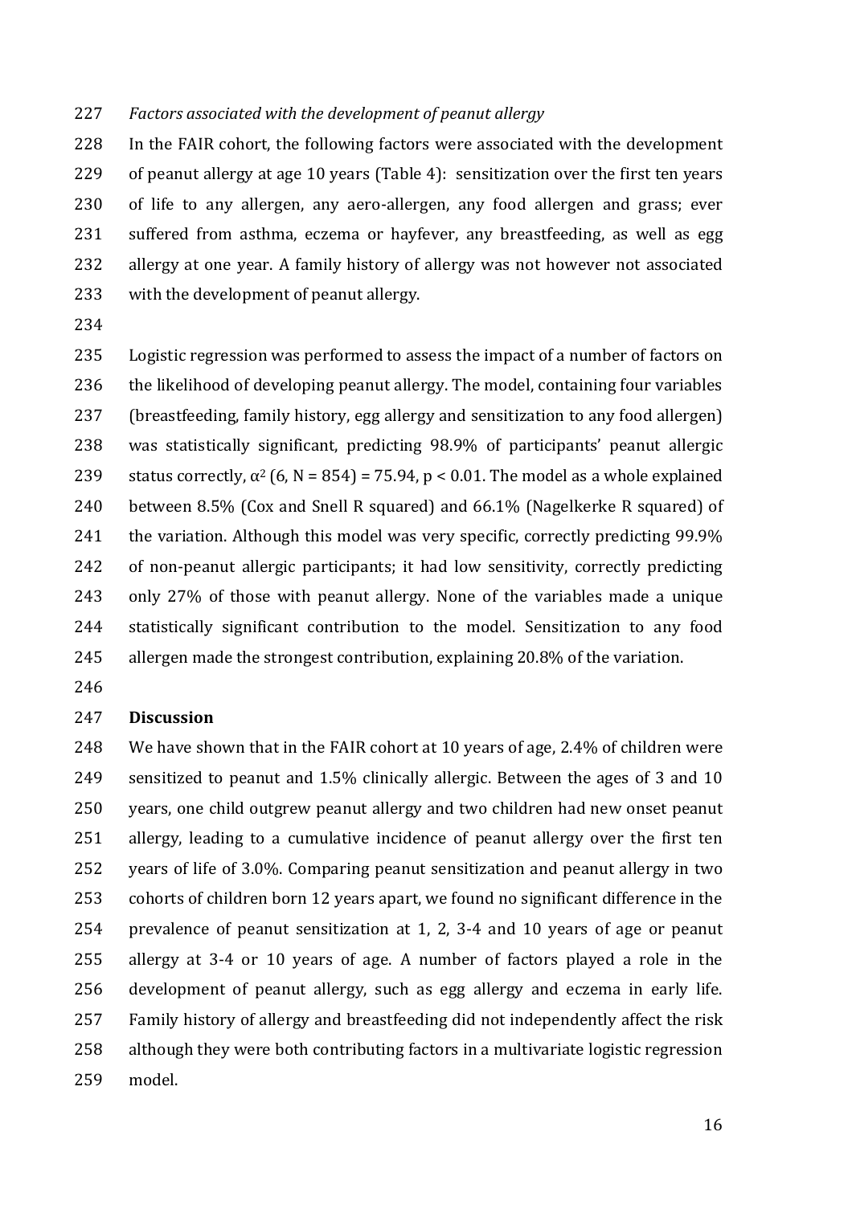*Factors associated with the development of peanut allergy*

In the FAIR cohort, the following factors were associated with the development of peanut allergy at age 10 years (Table 4): sensitization over the first ten years of life to any allergen, any aero-allergen, any food allergen and grass; ever suffered from asthma, eczema or hayfever, any breastfeeding, as well as egg allergy at one year. A family history of allergy was not however not associated with the development of peanut allergy.

Logistic regression was performed to assess the impact of a number of factors on the likelihood of developing peanut allergy. The model, containing four variables (breastfeeding, family history, egg allergy and sensitization to any food allergen) was statistically significant, predicting 98.9% of participants' peanut allergic status correctly, $\alpha^2$ (6, N = 854) = 75.94, $p < 0.01$. The model as a whole explained between 8.5% (Cox and Snell R squared) and 66.1% (Nagelkerke R squared) of the variation. Although this model was very specific, correctly predicting 99.9% of non-peanut allergic participants; it had low sensitivity, correctly predicting only 27% of those with peanut allergy. None of the variables made a unique statistically significant contribution to the model. Sensitization to any food allergen made the strongest contribution, explaining 20.8% of the variation.

## Discussion

We have shown that in the FAIR cohort at 10 years of age, 2.4% of children were sensitized to peanut and 1.5% clinically allergic. Between the ages of 3 and 10 years, one child outgrew peanut allergy and two children had new onset peanut allergy, leading to a cumulative incidence of peanut allergy over the first ten years of life of 3.0%. Comparing peanut sensitization and peanut allergy in two cohorts of children born 12 years apart, we found no significant difference in the prevalence of peanut sensitization at 1, 2, 3-4 and 10 years of age or peanut allergy at 3-4 or 10 years of age. A number of factors played a role in the development of peanut allergy, such as egg allergy and eczema in early life. Family history of allergy and breastfeeding did not independently affect the risk although they were both contributing factors in a multivariate logistic regression model.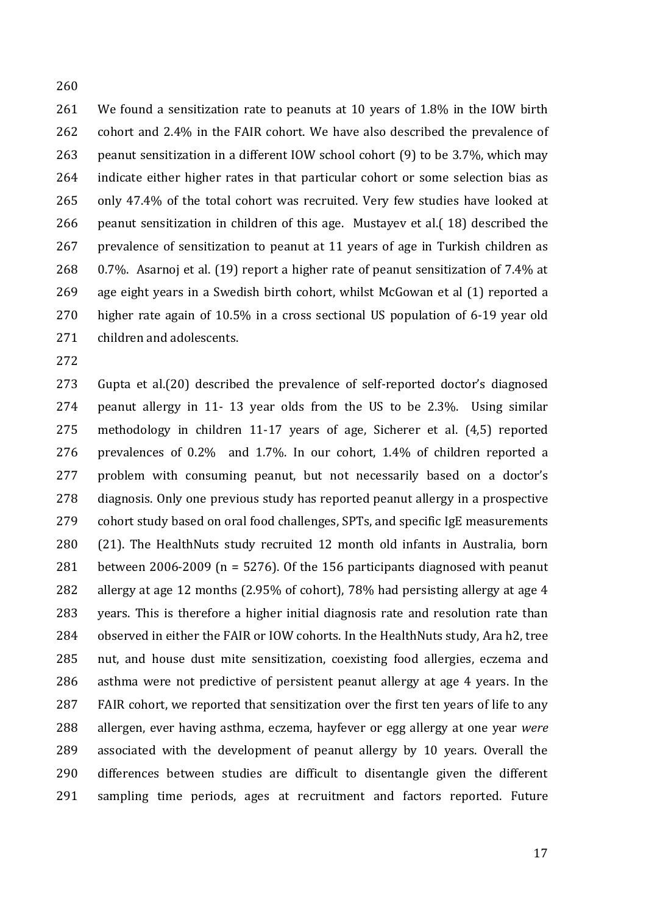We found a sensitization rate to peanuts at 10 years of 1.8% in the IOW birth cohort and 2.4% in the FAIR cohort. We have also described the prevalence of peanut sensitization in a different IOW school cohort (9) to be 3.7%, which may indicate either higher rates in that particular cohort or some selection bias as only 47.4% of the total cohort was recruited. Very few studies have looked at peanut sensitization in children of this age. Mustayev et al.( 18) described the prevalence of sensitization to peanut at 11 years of age in Turkish children as 0.7%. Asarnoj et al. (19) report a higher rate of peanut sensitization of 7.4% at age eight years in a Swedish birth cohort, whilst McGowan et al (1) reported a higher rate again of 10.5% in a cross sectional US population of 6-19 year old children and adolescents.

Gupta et al.(20) described the prevalence of self-reported doctor's diagnosed peanut allergy in 11- 13 year olds from the US to be 2.3%. Using similar methodology in children 11-17 years of age, Sicherer et al. (4,5) reported prevalences of 0.2% and 1.7%. In our cohort, 1.4% of children reported a problem with consuming peanut, but not necessarily based on a doctor's diagnosis. Only one previous study has reported peanut allergy in a prospective cohort study based on oral food challenges, SPTs, and specific IgE measurements (21). The HealthNuts study recruited 12 month old infants in Australia, born between 2006-2009 (n = 5276). Of the 156 participants diagnosed with peanut allergy at age 12 months (2.95% of cohort), 78% had persisting allergy at age 4 years. This is therefore a higher initial diagnosis rate and resolution rate than observed in either the FAIR or IOW cohorts. In the HealthNuts study, Ara h2, tree nut, and house dust mite sensitization, coexisting food allergies, eczema and asthma were not predictive of persistent peanut allergy at age 4 years. In the FAIR cohort, we reported that sensitization over the first ten years of life to any allergen, ever having asthma, eczema, hayfever or egg allergy at one year *were* associated with the development of peanut allergy by 10 years. Overall the differences between studies are difficult to disentangle given the different sampling time periods, ages at recruitment and factors reported. Future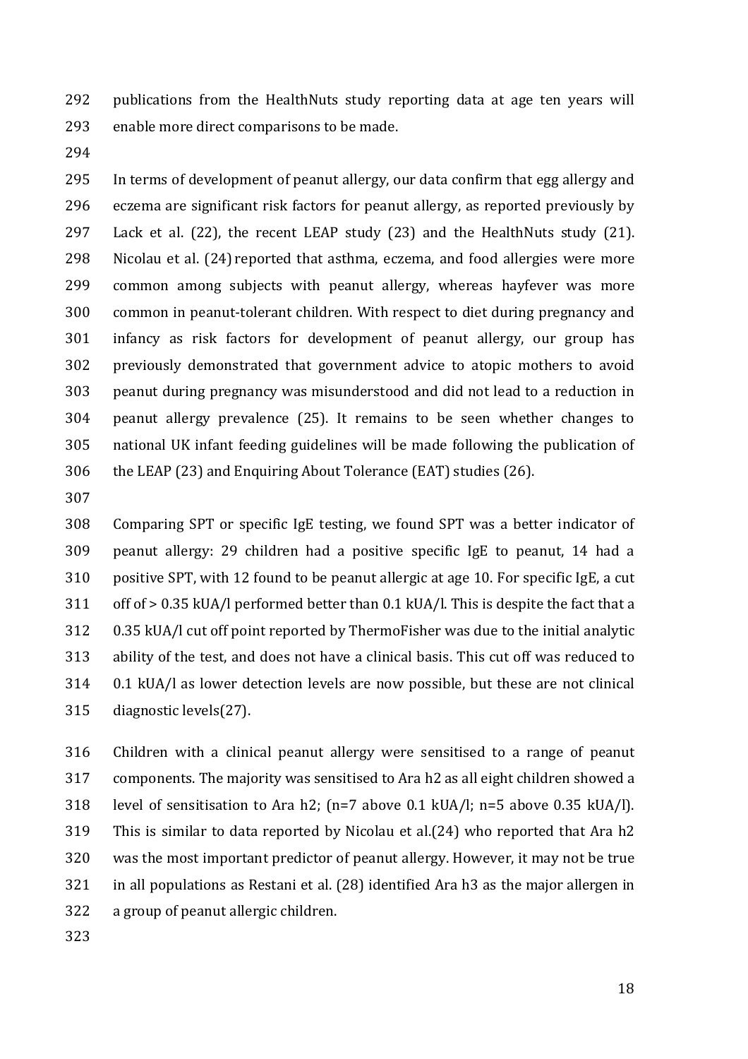publications from the HealthNuts study reporting data at age ten years will enable more direct comparisons to be made.

In terms of development of peanut allergy, our data confirm that egg allergy and eczema are significant risk factors for peanut allergy, as reported previously by Lack et al. (22), the recent LEAP study (23) and the HealthNuts study (21). Nicolau et al. (24) reported that asthma, eczema, and food allergies were more common among subjects with peanut allergy, whereas hayfever was more common in peanut-tolerant children. With respect to diet during pregnancy and infancy as risk factors for development of peanut allergy, our group has previously demonstrated that government advice to atopic mothers to avoid peanut during pregnancy was misunderstood and did not lead to a reduction in peanut allergy prevalence (25). It remains to be seen whether changes to national UK infant feeding guidelines will be made following the publication of the LEAP (23) and Enquiring About Tolerance (EAT) studies (26).

Comparing SPT or specific IgE testing, we found SPT was a better indicator of peanut allergy: 29 children had a positive specific IgE to peanut, 14 had a positive SPT, with 12 found to be peanut allergic at age 10. For specific IgE, a cut off of > 0.35 kUA/l performed better than 0.1 kUA/l. This is despite the fact that a 0.35 kUA/l cut off point reported by ThermoFisher was due to the initial analytic ability of the test, and does not have a clinical basis. This cut off was reduced to 0.1 kUA/l as lower detection levels are now possible, but these are not clinical diagnostic levels(27).

Children with a clinical peanut allergy were sensitised to a range of peanut components. The majority was sensitised to Ara h2 as all eight children showed a level of sensitisation to Ara h2; (n=7 above 0.1 kUA/l; n=5 above 0.35 kUA/l). This is similar to data reported by Nicolau et al.(24) who reported that Ara h2 was the most important predictor of peanut allergy. However, it may not be true in all populations as Restani et al. (28) identified Ara h3 as the major allergen in a group of peanut allergic children.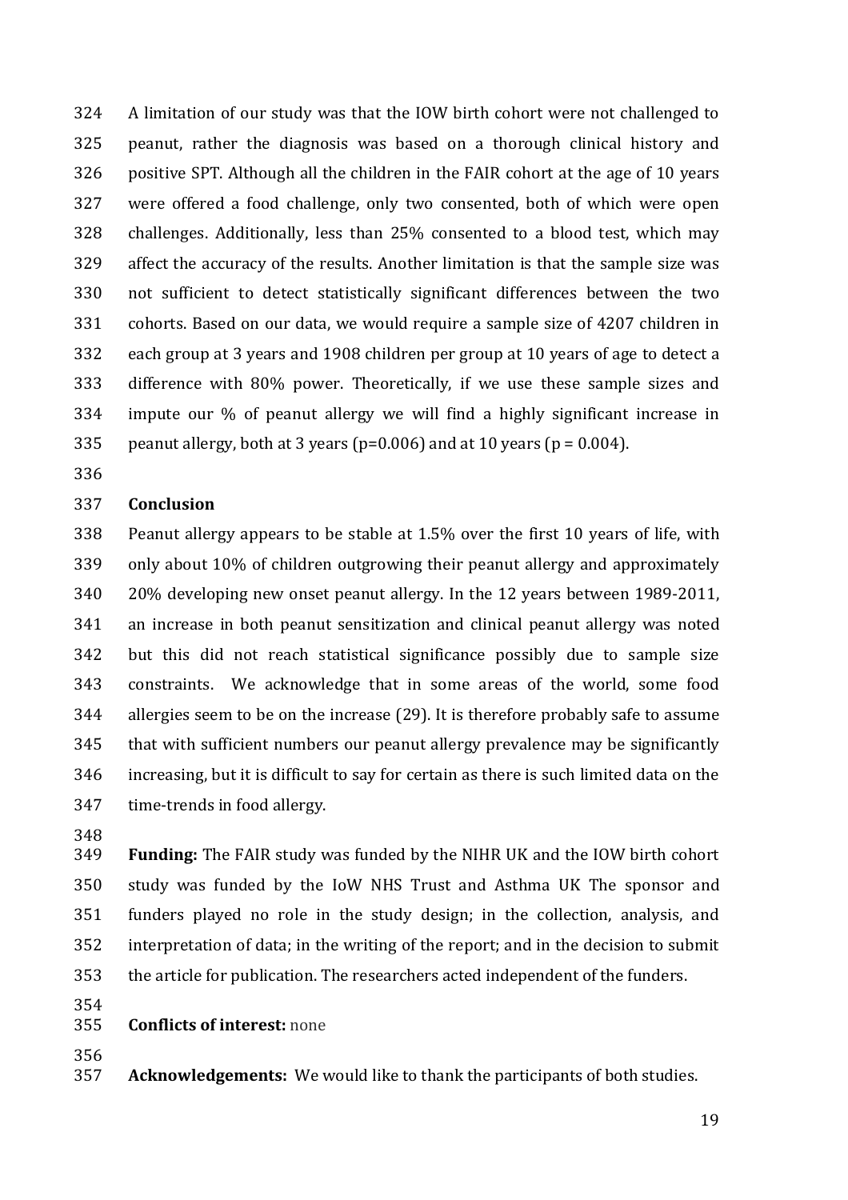A limitation of our study was that the IOW birth cohort were not challenged to peanut, rather the diagnosis was based on a thorough clinical history and positive SPT. Although all the children in the FAIR cohort at the age of 10 years were offered a food challenge, only two consented, both of which were open challenges. Additionally, less than 25% consented to a blood test, which may affect the accuracy of the results. Another limitation is that the sample size was not sufficient to detect statistically significant differences between the two cohorts. Based on our data, we would require a sample size of 4207 children in each group at 3 years and 1908 children per group at 10 years of age to detect a difference with 80% power. Theoretically, if we use these sample sizes and impute our % of peanut allergy we will find a highly significant increase in peanut allergy, both at 3 years ($p=0.006$) and at 10 years ($p = 0.004$).

## Conclusion

Peanut allergy appears to be stable at 1.5% over the first 10 years of life, with only about 10% of children outgrowing their peanut allergy and approximately 20% developing new onset peanut allergy. In the 12 years between 1989-2011, an increase in both peanut sensitization and clinical peanut allergy was noted but this did not reach statistical significance possibly due to sample size constraints. We acknowledge that in some areas of the world, some food allergies seem to be on the increase (29). It is therefore probably safe to assume that with sufficient numbers our peanut allergy prevalence may be significantly increasing, but it is difficult to say for certain as there is such limited data on the time-trends in food allergy.

**Funding:** The FAIR study was funded by the NIHR UK and the IOW birth cohort study was funded by the IoW NHS Trust and Asthma UK The sponsor and funders played no role in the study design; in the collection, analysis, and interpretation of data; in the writing of the report; and in the decision to submit the article for publication. The researchers acted independent of the funders.

**Conflicts of interest:** none

**Acknowledgements:** We would like to thank the participants of both studies.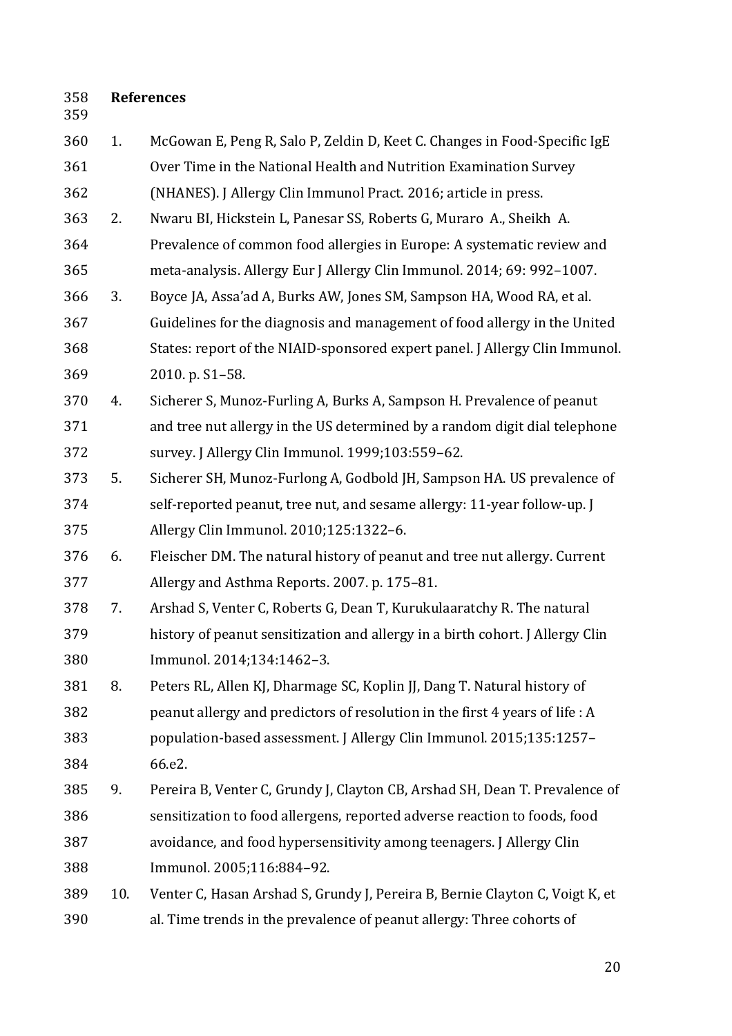## References

1. McGowan E, Peng R, Salo P, Zeldin D, Keet C. Changes in Food-Specific IgE Over Time in the National Health and Nutrition Examination Survey (NHANES). J Allergy Clin Immunol Pract. 2016; article in press.
2. Nwaru BI, Hickstein L, Panesar SS, Roberts G, Muraro A., Sheikh A. Prevalence of common food allergies in Europe: A systematic review and meta-analysis. Allergy Eur J Allergy Clin Immunol. 2014; 69: 992–1007.
3. Boyce JA, Assa'ad A, Burks AW, Jones SM, Sampson HA, Wood RA, et al. Guidelines for the diagnosis and management of food allergy in the United States: report of the NIAID-sponsored expert panel. J Allergy Clin Immunol. 2010. p. S1–58.
4. Sicherer S, Munoz-Furling A, Burks A, Sampson H. Prevalence of peanut and tree nut allergy in the US determined by a random digit dial telephone survey. J Allergy Clin Immunol. 1999;103:559–62.
5. Sicherer SH, Munoz-Furlong A, Godbold JH, Sampson HA. US prevalence of self-reported peanut, tree nut, and sesame allergy: 11-year follow-up. J Allergy Clin Immunol. 2010;125:1322–6.
6. Fleischer DM. The natural history of peanut and tree nut allergy. Current Allergy and Asthma Reports. 2007. p. 175–81.
7. Arshad S, Venter C, Roberts G, Dean T, Kurukulaaratchy R. The natural history of peanut sensitization and allergy in a birth cohort. J Allergy Clin Immunol. 2014;134:1462–3.
8. Peters RL, Allen KJ, Dharmage SC, Koplin JJ, Dang T. Natural history of peanut allergy and predictors of resolution in the first 4 years of life : A population-based assessment. J Allergy Clin Immunol. 2015;135:1257–66.e2.
9. Pereira B, Venter C, Grundy J, Clayton CB, Arshad SH, Dean T. Prevalence of sensitization to food allergens, reported adverse reaction to foods, food avoidance, and food hypersensitivity among teenagers. J Allergy Clin Immunol. 2005;116:884–92.
10. Venter C, Hasan Arshad S, Grundy J, Pereira B, Bernie Clayton C, Voigt K, et al. Time trends in the prevalence of peanut allergy: Three cohorts of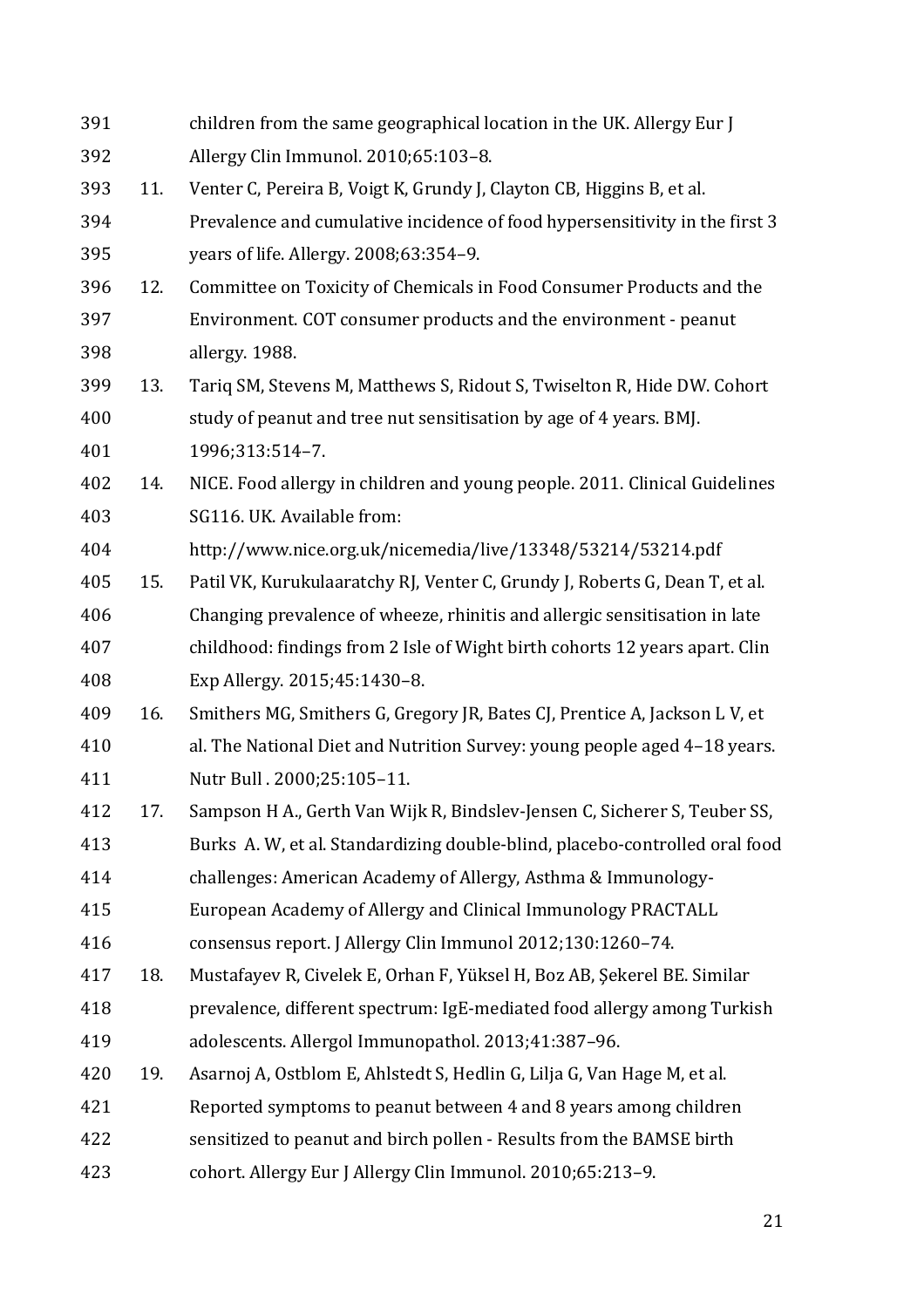children from the same geographical location in the UK. Allergy Eur J Allergy Clin Immunol. 2010;65:103–8.

11. Venter C, Pereira B, Voigt K, Grundy J, Clayton CB, Higgins B, et al. Prevalence and cumulative incidence of food hypersensitivity in the first 3 years of life. Allergy. 2008;63:354–9.
12. Committee on Toxicity of Chemicals in Food Consumer Products and the Environment. COT consumer products and the environment - peanut allergy. 1988.
13. Tariq SM, Stevens M, Matthews S, Ridout S, Twiselton R, Hide DW. Cohort study of peanut and tree nut sensitisation by age of 4 years. BMJ. 1996;313:514–7.
14. NICE. Food allergy in children and young people. 2011. Clinical Guidelines SG116. UK. Available from: http://www.nice.org.uk/nicemedia/live/13348/53214/53214.pdf
15. Patil VK, Kurukulaaratchy RJ, Venter C, Grundy J, Roberts G, Dean T, et al. Changing prevalence of wheeze, rhinitis and allergic sensitisation in late childhood: findings from 2 Isle of Wight birth cohorts 12 years apart. Clin Exp Allergy. 2015;45:1430–8.
16. Smithers MG, Smithers G, Gregory JR, Bates CJ, Prentice A, Jackson L V, et al. The National Diet and Nutrition Survey: young people aged 4–18 years. Nutr Bull . 2000;25:105–11.
17. Sampson H A., Gerth Van Wijk R, Bindslev-Jensen C, Sicherer S, Teuber SS, Burks A. W, et al. Standardizing double-blind, placebo-controlled oral food challenges: American Academy of Allergy, Asthma & Immunology-European Academy of Allergy and Clinical Immunology PRACTALL consensus report. J Allergy Clin Immunol 2012;130:1260–74.
18. Mustafayev R, Civelek E, Orhan F, Yüksel H, Boz AB, Şekerel BE. Similar prevalence, different spectrum: IgE-mediated food allergy among Turkish adolescents. Allergol Immunopathol. 2013;41:387–96.
19. Asarnoj A, Ostblom E, Ahlstedt S, Hedlin G, Lilja G, Van Hage M, et al. Reported symptoms to peanut between 4 and 8 years among children sensitized to peanut and birch pollen - Results from the BAMSE birth cohort. Allergy Eur J Allergy Clin Immunol. 2010;65:213–9.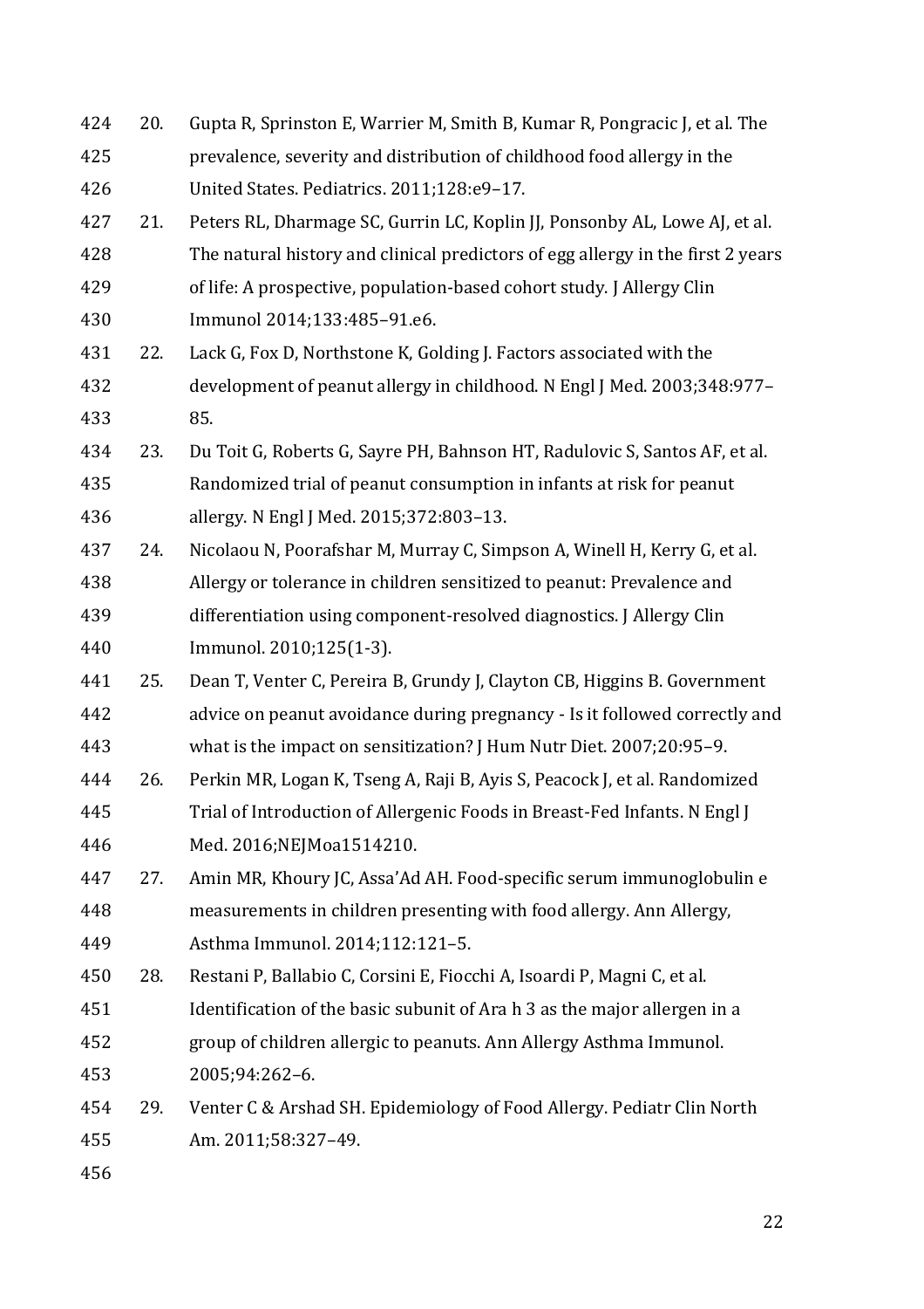20. Gupta R, Sprinston E, Warrier M, Smith B, Kumar R, Pongracic J, et al. The prevalence, severity and distribution of childhood food allergy in the United States. Pediatrics. 2011;128:e9–17.
21. Peters RL, Dharmage SC, Gurrin LC, Koplin JJ, Ponsonby AL, Lowe AJ, et al. The natural history and clinical predictors of egg allergy in the first 2 years of life: A prospective, population-based cohort study. J Allergy Clin Immunol 2014;133:485–91.e6.
22. Lack G, Fox D, Northstone K, Golding J. Factors associated with the development of peanut allergy in childhood. N Engl J Med. 2003;348:977–85.
23. Du Toit G, Roberts G, Sayre PH, Bahnson HT, Radulovic S, Santos AF, et al. Randomized trial of peanut consumption in infants at risk for peanut allergy. N Engl J Med. 2015;372:803–13.
24. Nicolaou N, Poorafshar M, Murray C, Simpson A, Winell H, Kerry G, et al. Allergy or tolerance in children sensitized to peanut: Prevalence and differentiation using component-resolved diagnostics. J Allergy Clin Immunol. 2010;125(1-3).
25. Dean T, Venter C, Pereira B, Grundy J, Clayton CB, Higgins B. Government advice on peanut avoidance during pregnancy - Is it followed correctly and what is the impact on sensitization? J Hum Nutr Diet. 2007;20:95–9.
26. Perkin MR, Logan K, Tseng A, Raji B, Ayis S, Peacock J, et al. Randomized Trial of Introduction of Allergenic Foods in Breast-Fed Infants. N Engl J Med. 2016;NEJMoa1514210.
27. Amin MR, Khoury JC, Assa'Ad AH. Food-specific serum immunoglobulin e measurements in children presenting with food allergy. Ann Allergy, Asthma Immunol. 2014;112:121–5.
28. Restani P, Ballabio C, Corsini E, Fiocchi A, Isoardi P, Magni C, et al. Identification of the basic subunit of Ara h 3 as the major allergen in a group of children allergic to peanuts. Ann Allergy Asthma Immunol. 2005;94:262–6.
29. Venter C & Arshad SH. Epidemiology of Food Allergy. Pediatr Clin North Am. 2011;58:327–49.